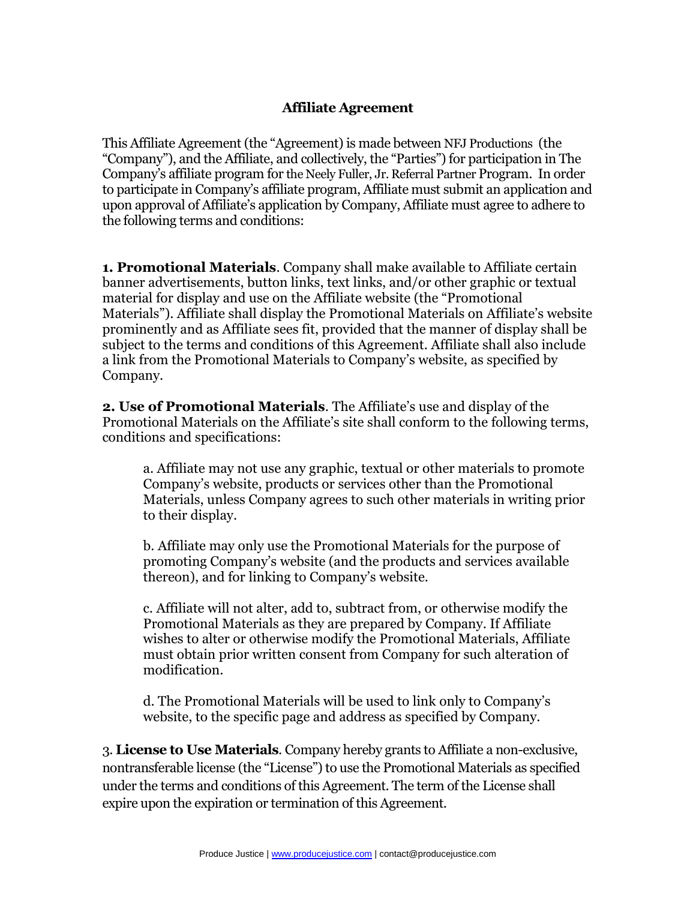# Affiliate Agreement

This Affiliate Agreement (the "Agreement) is made between NFJ Productions (the "Company"), and the Affiliate, and collectively, the "Parties") for participation in The Company's affiliate program for the Neely Fuller, Jr. Referral Partner Program. In order to participate in Company's affiliate program, Affiliate must submit an application and upon approval of Affiliate's application by Company, Affiliate must agree to adhere to the following terms and conditions:

**1. Promotional Materials**. Company shall make available to Affiliate certain banner advertisements, button links, text links, and/or other graphic or textual material for display and use on the Affiliate website (the "Promotional Materials"). Affiliate shall display the Promotional Materials on Affiliate's website prominently and as Affiliate sees fit, provided that the manner of display shall be subject to the terms and conditions of this Agreement. Affiliate shall also include a link from the Promotional Materials to Company's website, as specified by Company.

**2. Use of Promotional Materials**. The Affiliate's use and display of the Promotional Materials on the Affiliate's site shall conform to the following terms, conditions and specifications:

a. Affiliate may not use any graphic, textual or other materials to promote Company's website, products or services other than the Promotional Materials, unless Company agrees to such other materials in writing prior to their display.

b. Affiliate may only use the Promotional Materials for the purpose of promoting Company's website (and the products and services available thereon), and for linking to Company's website.

c. Affiliate will not alter, add to, subtract from, or otherwise modify the Promotional Materials as they are prepared by Company. If Affiliate wishes to alter or otherwise modify the Promotional Materials, Affiliate must obtain prior written consent from Company for such alteration of modification.

d. The Promotional Materials will be used to link only to Company's website, to the specific page and address as specified by Company.

3. **License to Use Materials**. Company hereby grants to Affiliate a non-exclusive, nontransferable license (the "License") to use the Promotional Materials as specified under the terms and conditions of this Agreement. The term of the License shall expire upon the expiration or termination of this Agreement.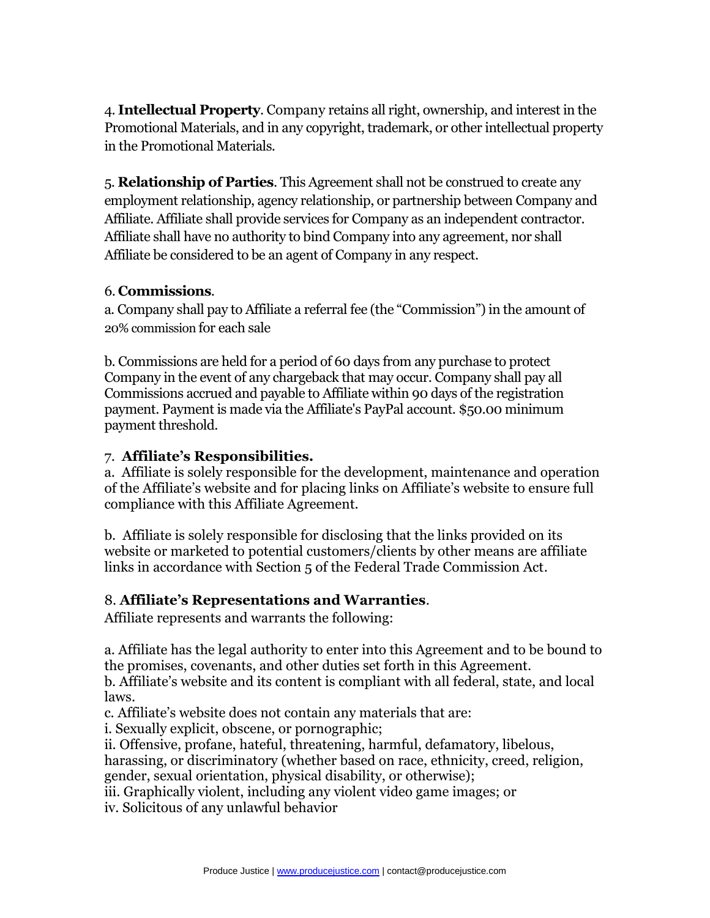4. **Intellectual Property**. Company retains all right, ownership, and interest in the Promotional Materials, and in any copyright, trademark, or other intellectual property in the Promotional Materials.

5. **Relationship of Parties**. This Agreement shall not be construed to create any employment relationship, agency relationship, or partnership between Company and Affiliate. Affiliate shall provide services for Company as an independent contractor. Affiliate shall have no authority to bind Company into any agreement, nor shall Affiliate be considered to be an agent of Company in any respect.

6. **Commissions**.

a. Company shall pay to Affiliate a referral fee (the "Commission") in the amount of 20% commission for each sale

b. Commissions are held for a period of 60 days from any purchase to protect Company in the event of any chargeback that may occur. Company shall pay all Commissions accrued and payable to Affiliate within 90 days of the registration payment. Payment is made via the Affiliate's PayPal account. $50.00 minimum payment threshold.

7. **Affiliate's Responsibilities.**

a. Affiliate is solely responsible for the development, maintenance and operation of the Affiliate's website and for placing links on Affiliate's website to ensure full compliance with this Affiliate Agreement.

b. Affiliate is solely responsible for disclosing that the links provided on its website or marketed to potential customers/clients by other means are affiliate links in accordance with Section 5 of the Federal Trade Commission Act.

8. **Affiliate's Representations and Warranties**.

Affiliate represents and warrants the following:

a. Affiliate has the legal authority to enter into this Agreement and to be bound to the promises, covenants, and other duties set forth in this Agreement.

b. Affiliate's website and its content is compliant with all federal, state, and local laws.

c. Affiliate's website does not contain any materials that are:

i. Sexually explicit, obscene, or pornographic;

ii. Offensive, profane, hateful, threatening, harmful, defamatory, libelous, harassing, or discriminatory (whether based on race, ethnicity, creed, religion, gender, sexual orientation, physical disability, or otherwise);

iii. Graphically violent, including any violent video game images; or

iv. Solicitous of any unlawful behavior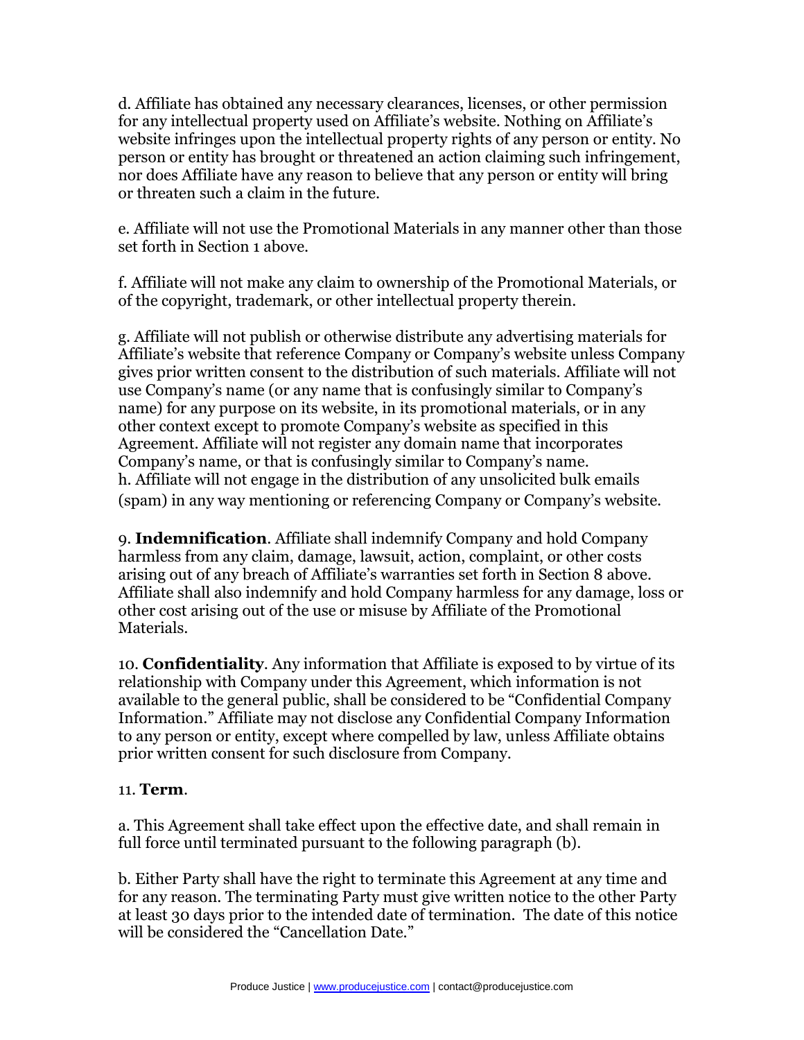d. Affiliate has obtained any necessary clearances, licenses, or other permission for any intellectual property used on Affiliate's website. Nothing on Affiliate's website infringes upon the intellectual property rights of any person or entity. No person or entity has brought or threatened an action claiming such infringement, nor does Affiliate have any reason to believe that any person or entity will bring or threaten such a claim in the future.

e. Affiliate will not use the Promotional Materials in any manner other than those set forth in Section 1 above.

f. Affiliate will not make any claim to ownership of the Promotional Materials, or of the copyright, trademark, or other intellectual property therein.

g. Affiliate will not publish or otherwise distribute any advertising materials for Affiliate's website that reference Company or Company's website unless Company gives prior written consent to the distribution of such materials. Affiliate will not use Company's name (or any name that is confusingly similar to Company's name) for any purpose on its website, in its promotional materials, or in any other context except to promote Company's website as specified in this Agreement. Affiliate will not register any domain name that incorporates Company's name, or that is confusingly similar to Company's name.

h. Affiliate will not engage in the distribution of any unsolicited bulk emails (spam) in any way mentioning or referencing Company or Company's website.

9. **Indemnification**. Affiliate shall indemnify Company and hold Company harmless from any claim, damage, lawsuit, action, complaint, or other costs arising out of any breach of Affiliate's warranties set forth in Section 8 above. Affiliate shall also indemnify and hold Company harmless for any damage, loss or other cost arising out of the use or misuse by Affiliate of the Promotional Materials.

10. **Confidentiality**. Any information that Affiliate is exposed to by virtue of its relationship with Company under this Agreement, which information is not available to the general public, shall be considered to be "Confidential Company Information." Affiliate may not disclose any Confidential Company Information to any person or entity, except where compelled by law, unless Affiliate obtains prior written consent for such disclosure from Company.

11. **Term**.

a. This Agreement shall take effect upon the effective date, and shall remain in full force until terminated pursuant to the following paragraph (b).

b. Either Party shall have the right to terminate this Agreement at any time and for any reason. The terminating Party must give written notice to the other Party at least 30 days prior to the intended date of termination. The date of this notice will be considered the "Cancellation Date."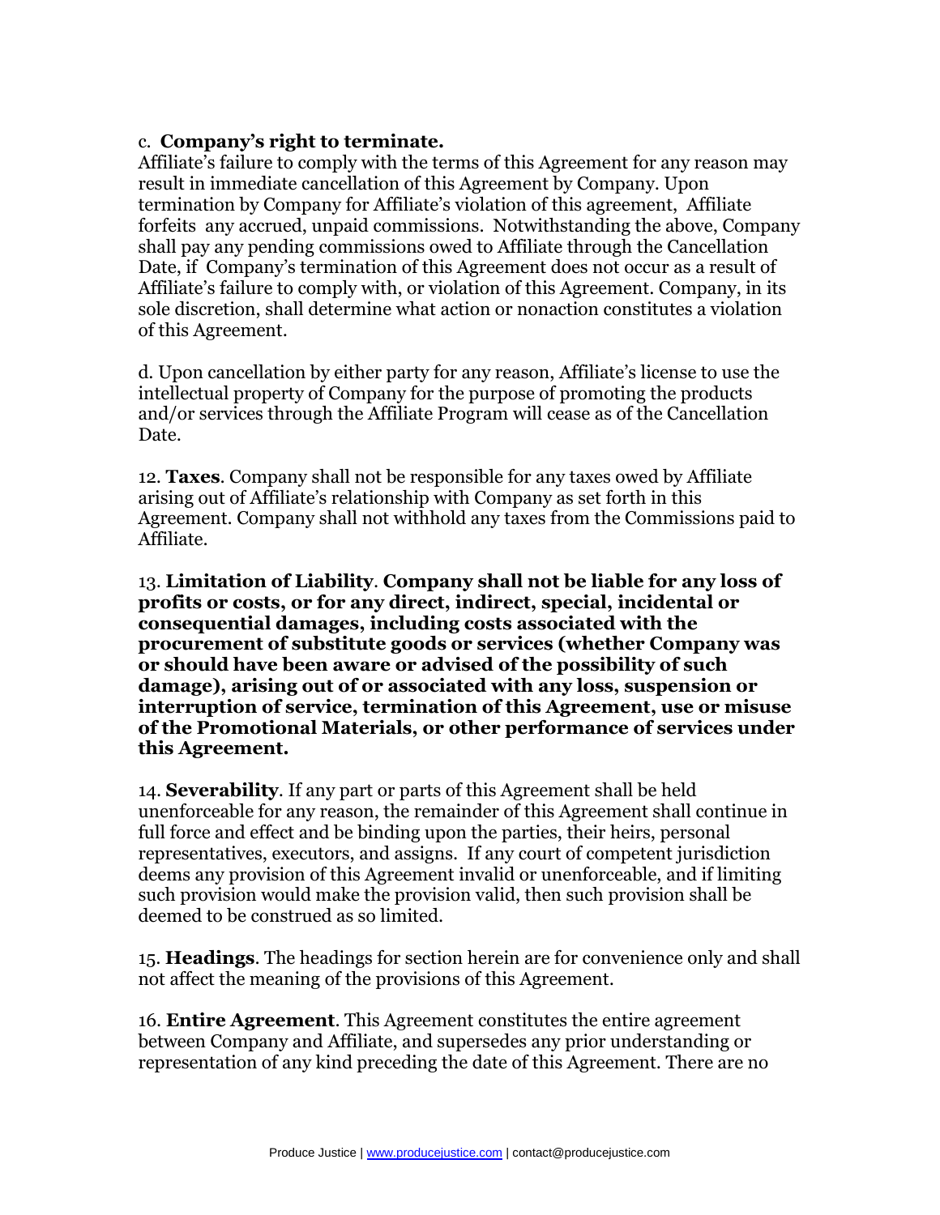c. **Company's right to terminate.**
Affiliate's failure to comply with the terms of this Agreement for any reason may result in immediate cancellation of this Agreement by Company. Upon termination by Company for Affiliate's violation of this agreement, Affiliate forfeits any accrued, unpaid commissions. Notwithstanding the above, Company shall pay any pending commissions owed to Affiliate through the Cancellation Date, if Company's termination of this Agreement does not occur as a result of Affiliate's failure to comply with, or violation of this Agreement. Company, in its sole discretion, shall determine what action or nonaction constitutes a violation of this Agreement.

d. Upon cancellation by either party for any reason, Affiliate's license to use the intellectual property of Company for the purpose of promoting the products and/or services through the Affiliate Program will cease as of the Cancellation Date.

12. **Taxes**. Company shall not be responsible for any taxes owed by Affiliate arising out of Affiliate's relationship with Company as set forth in this Agreement. Company shall not withhold any taxes from the Commissions paid to Affiliate.

13. **Limitation of Liability**. **Company shall not be liable for any loss of profits or costs, or for any direct, indirect, special, incidental or consequential damages, including costs associated with the procurement of substitute goods or services (whether Company was or should have been aware or advised of the possibility of such damage), arising out of or associated with any loss, suspension or interruption of service, termination of this Agreement, use or misuse of the Promotional Materials, or other performance of services under this Agreement.**

14. **Severability**. If any part or parts of this Agreement shall be held unenforceable for any reason, the remainder of this Agreement shall continue in full force and effect and be binding upon the parties, their heirs, personal representatives, executors, and assigns. If any court of competent jurisdiction deems any provision of this Agreement invalid or unenforceable, and if limiting such provision would make the provision valid, then such provision shall be deemed to be construed as so limited.

15. **Headings**. The headings for section herein are for convenience only and shall not affect the meaning of the provisions of this Agreement.

16. **Entire Agreement**. This Agreement constitutes the entire agreement between Company and Affiliate, and supersedes any prior understanding or representation of any kind preceding the date of this Agreement. There are no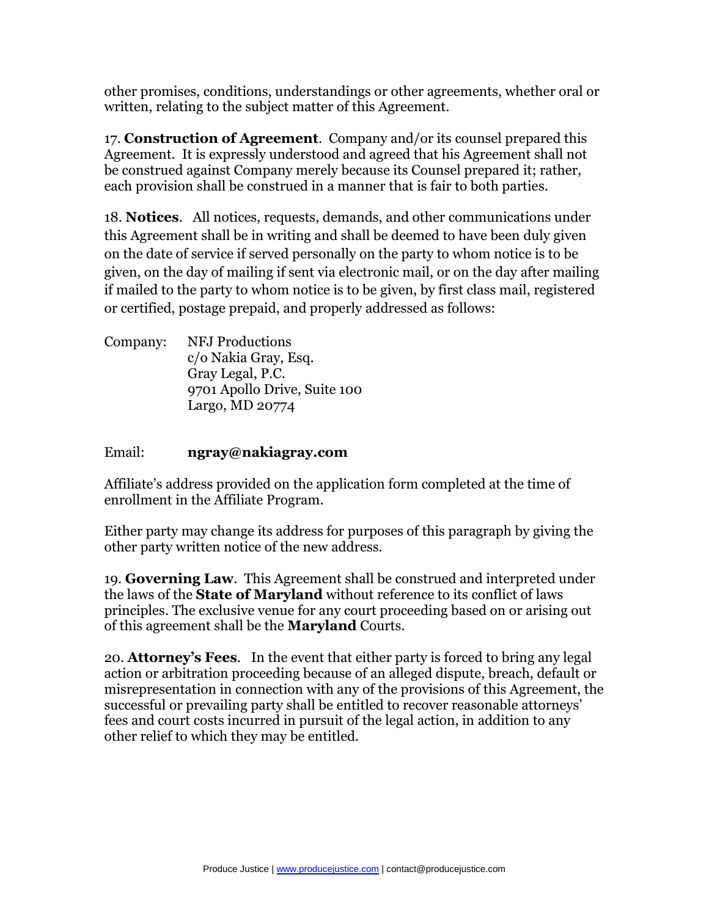other promises, conditions, understandings or other agreements, whether oral or written, relating to the subject matter of this Agreement.

17. **Construction of Agreement**. Company and/or its counsel prepared this Agreement. It is expressly understood and agreed that his Agreement shall not be construed against Company merely because its Counsel prepared it; rather, each provision shall be construed in a manner that is fair to both parties.

18. **Notices**. All notices, requests, demands, and other communications under this Agreement shall be in writing and shall be deemed to have been duly given on the date of service if served personally on the party to whom notice is to be given, on the day of mailing if sent via electronic mail, or on the day after mailing if mailed to the party to whom notice is to be given, by first class mail, registered or certified, postage prepaid, and properly addressed as follows:

Company: NFJ Productions
c/o Nakia Gray, Esq.
Gray Legal, P.C.
9701 Apollo Drive, Suite 100
Largo, MD 20774

Email: **ngray@nakiagray.com**

Affiliate's address provided on the application form completed at the time of enrollment in the Affiliate Program.

Either party may change its address for purposes of this paragraph by giving the other party written notice of the new address.

19. **Governing Law**. This Agreement shall be construed and interpreted under the laws of the **State of Maryland** without reference to its conflict of laws principles. The exclusive venue for any court proceeding based on or arising out of this agreement shall be the **Maryland** Courts.

20. **Attorney's Fees**. In the event that either party is forced to bring any legal action or arbitration proceeding because of an alleged dispute, breach, default or misrepresentation in connection with any of the provisions of this Agreement, the successful or prevailing party shall be entitled to recover reasonable attorneys' fees and court costs incurred in pursuit of the legal action, in addition to any other relief to which they may be entitled.